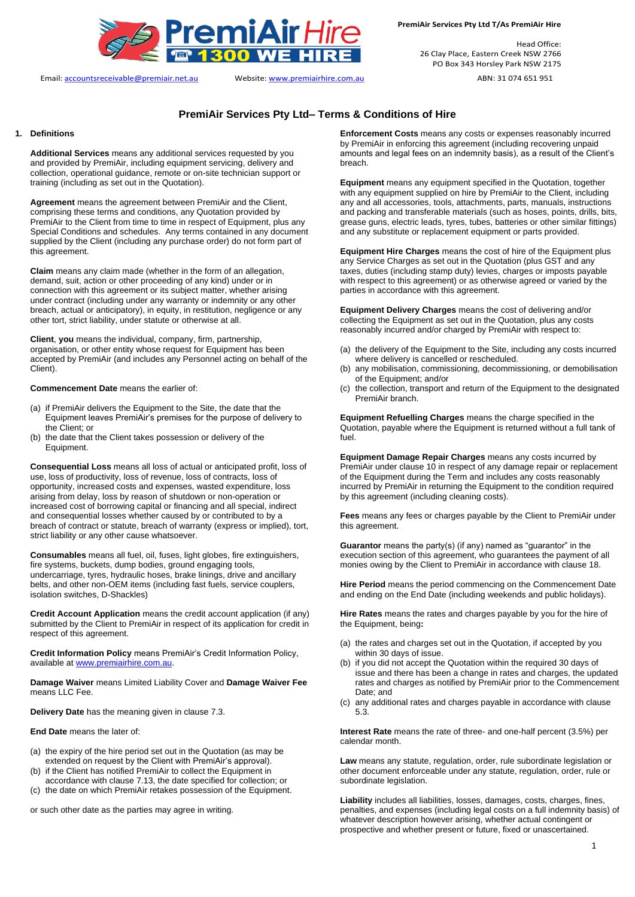PremiAir Services Pty Ltd T/As PremiAir Hire

Head Office:
26 Clay Place, Eastern Creek NSW 2766
PO Box 343 Horsley Park NSW 2175

Email: accountsreceivable@premiair.net.au Website: www.premiairhire.com.au ABN: 31 074 651 951

# PremiAir Services Pty Ltd– Terms & Conditions of Hire

## 1. Definitions

**Additional Services** means any additional services requested by you and provided by PremiAir, including equipment servicing, delivery and collection, operational guidance, remote or on-site technician support or training (including as set out in the Quotation).

**Agreement** means the agreement between PremiAir and the Client, comprising these terms and conditions, any Quotation provided by PremiAir to the Client from time to time in respect of Equipment, plus any Special Conditions and schedules. Any terms contained in any document supplied by the Client (including any purchase order) do not form part of this agreement.

**Claim** means any claim made (whether in the form of an allegation, demand, suit, action or other proceeding of any kind) under or in connection with this agreement or its subject matter, whether arising under contract (including under any warranty or indemnity or any other breach, actual or anticipatory), in equity, in restitution, negligence or any other tort, strict liability, under statute or otherwise at all.

**Client**, **you** means the individual, company, firm, partnership, organisation, or other entity whose request for Equipment has been accepted by PremiAir (and includes any Personnel acting on behalf of the Client).

**Commencement Date** means the earlier of:

(a) if PremiAir delivers the Equipment to the Site, the date that the Equipment leaves PremiAir's premises for the purpose of delivery to the Client; or
(b) the date that the Client takes possession or delivery of the Equipment.

**Consequential Loss** means all loss of actual or anticipated profit, loss of use, loss of productivity, loss of revenue, loss of contracts, loss of opportunity, increased costs and expenses, wasted expenditure, loss arising from delay, loss by reason of shutdown or non-operation or increased cost of borrowing capital or financing and all special, indirect and consequential losses whether caused by or contributed to by a breach of contract or statute, breach of warranty (express or implied), tort, strict liability or any other cause whatsoever.

**Consumables** means all fuel, oil, fuses, light globes, fire extinguishers, fire systems, buckets, dump bodies, ground engaging tools, undercarriage, tyres, hydraulic hoses, brake linings, drive and ancillary belts, and other non-OEM items (including fast fuels, service couplers, isolation switches, D-Shackles)

**Credit Account Application** means the credit account application (if any) submitted by the Client to PremiAir in respect of its application for credit in respect of this agreement.

**Credit Information Policy** means PremiAir's Credit Information Policy, available at www.premiairhire.com.au.

**Damage Waiver** means Limited Liability Cover and **Damage Waiver Fee** means LLC Fee.

**Delivery Date** has the meaning given in clause 7.3.

**End Date** means the later of:

(a) the expiry of the hire period set out in the Quotation (as may be extended on request by the Client with PremiAir's approval).
(b) if the Client has notified PremiAir to collect the Equipment in accordance with clause 7.13, the date specified for collection; or
(c) the date on which PremiAir retakes possession of the Equipment.

or such other date as the parties may agree in writing.

**Enforcement Costs** means any costs or expenses reasonably incurred by PremiAir in enforcing this agreement (including recovering unpaid amounts and legal fees on an indemnity basis), as a result of the Client's breach.

**Equipment** means any equipment specified in the Quotation, together with any equipment supplied on hire by PremiAir to the Client, including any and all accessories, tools, attachments, parts, manuals, instructions and packing and transferable materials (such as hoses, points, drills, bits, grease guns, electric leads, tyres, tubes, batteries or other similar fittings) and any substitute or replacement equipment or parts provided.

**Equipment Hire Charges** means the cost of hire of the Equipment plus any Service Charges as set out in the Quotation (plus GST and any taxes, duties (including stamp duty) levies, charges or imposts payable with respect to this agreement) or as otherwise agreed or varied by the parties in accordance with this agreement.

**Equipment Delivery Charges** means the cost of delivering and/or collecting the Equipment as set out in the Quotation, plus any costs reasonably incurred and/or charged by PremiAir with respect to:

(a) the delivery of the Equipment to the Site, including any costs incurred where delivery is cancelled or rescheduled.
(b) any mobilisation, commissioning, decommissioning, or demobilisation of the Equipment; and/or
(c) the collection, transport and return of the Equipment to the designated PremiAir branch.

**Equipment Refuelling Charges** means the charge specified in the Quotation, payable where the Equipment is returned without a full tank of fuel.

**Equipment Damage Repair Charges** means any costs incurred by PremiAir under clause 10 in respect of any damage repair or replacement of the Equipment during the Term and includes any costs reasonably incurred by PremiAir in returning the Equipment to the condition required by this agreement (including cleaning costs).

**Fees** means any fees or charges payable by the Client to PremiAir under this agreement.

**Guarantor** means the party(s) (if any) named as "guarantor" in the execution section of this agreement, who guarantees the payment of all monies owing by the Client to PremiAir in accordance with clause 18.

**Hire Period** means the period commencing on the Commencement Date and ending on the End Date (including weekends and public holidays).

**Hire Rates** means the rates and charges payable by you for the hire of the Equipment, being**:**

(a) the rates and charges set out in the Quotation, if accepted by you within 30 days of issue.
(b) if you did not accept the Quotation within the required 30 days of issue and there has been a change in rates and charges, the updated rates and charges as notified by PremiAir prior to the Commencement Date; and
(c) any additional rates and charges payable in accordance with clause 5.3.

**Interest Rate** means the rate of three- and one-half percent (3.5%) per calendar month.

**Law** means any statute, regulation, order, rule subordinate legislation or other document enforceable under any statute, regulation, order, rule or subordinate legislation.

**Liability** includes all liabilities, losses, damages, costs, charges, fines, penalties, and expenses (including legal costs on a full indemnity basis) of whatever description however arising, whether actual contingent or prospective and whether present or future, fixed or unascertained.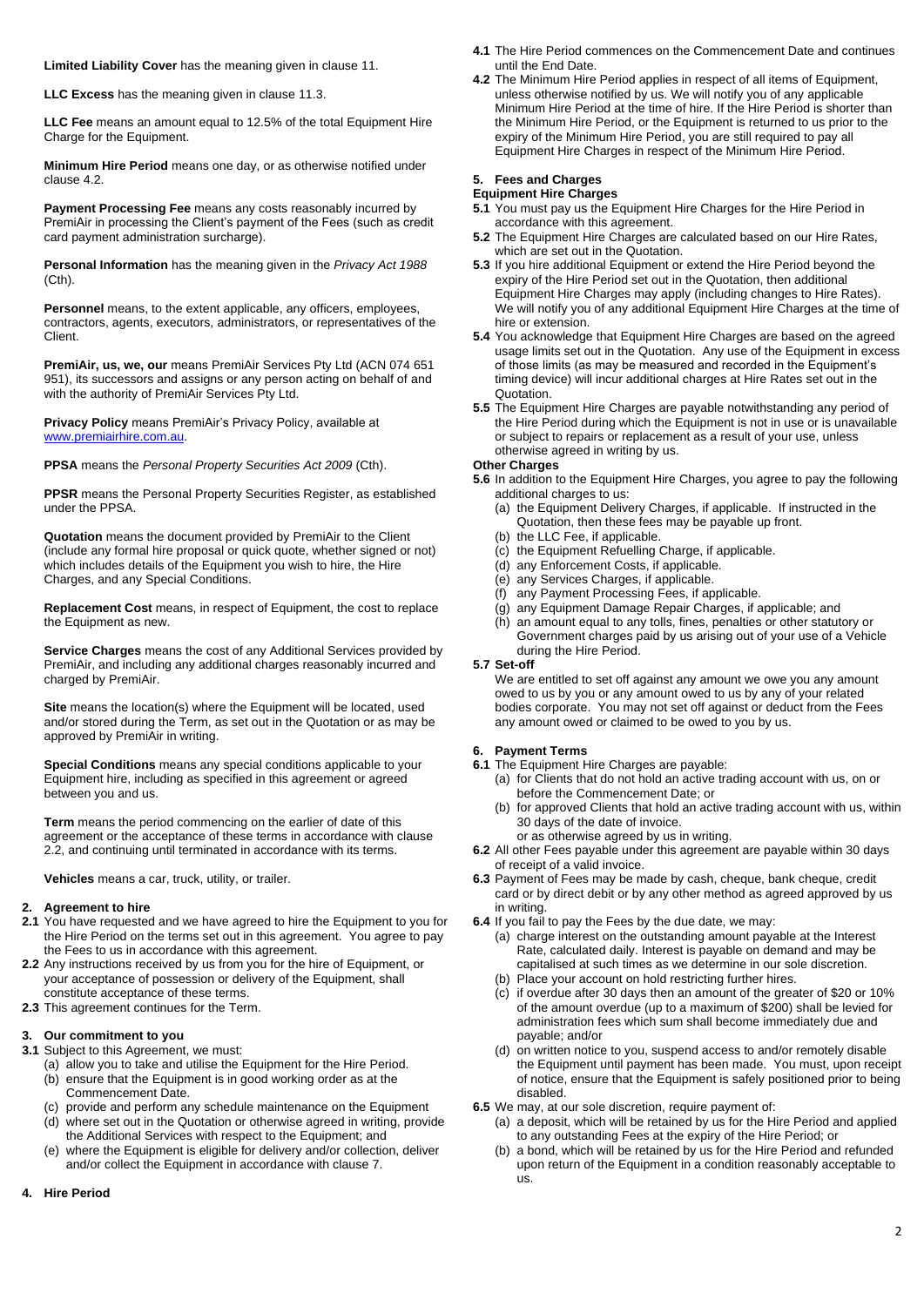**Limited Liability Cover** has the meaning given in clause 11.

**LLC Excess** has the meaning given in clause 11.3.

**LLC Fee** means an amount equal to 12.5% of the total Equipment Hire Charge for the Equipment.

**Minimum Hire Period** means one day, or as otherwise notified under clause 4.2.

**Payment Processing Fee** means any costs reasonably incurred by PremiAir in processing the Client's payment of the Fees (such as credit card payment administration surcharge).

**Personal Information** has the meaning given in the *Privacy Act 1988* (Cth).

**Personnel** means, to the extent applicable, any officers, employees, contractors, agents, executors, administrators, or representatives of the Client.

**PremiAir, us, we, our** means PremiAir Services Pty Ltd (ACN 074 651 951), its successors and assigns or any person acting on behalf of and with the authority of PremiAir Services Pty Ltd.

**Privacy Policy** means PremiAir's Privacy Policy, available at www.premiairhire.com.au.

**PPSA** means the *Personal Property Securities Act 2009* (Cth).

**PPSR** means the Personal Property Securities Register, as established under the PPSA.

**Quotation** means the document provided by PremiAir to the Client (include any formal hire proposal or quick quote, whether signed or not) which includes details of the Equipment you wish to hire, the Hire Charges, and any Special Conditions.

**Replacement Cost** means, in respect of Equipment, the cost to replace the Equipment as new.

**Service Charges** means the cost of any Additional Services provided by PremiAir, and including any additional charges reasonably incurred and charged by PremiAir.

**Site** means the location(s) where the Equipment will be located, used and/or stored during the Term, as set out in the Quotation or as may be approved by PremiAir in writing.

**Special Conditions** means any special conditions applicable to your Equipment hire, including as specified in this agreement or agreed between you and us.

**Term** means the period commencing on the earlier of date of this agreement or the acceptance of these terms in accordance with clause 2.2, and continuing until terminated in accordance with its terms.

**Vehicles** means a car, truck, utility, or trailer.

## 2. Agreement to hire

**2.1** You have requested and we have agreed to hire the Equipment to you for the Hire Period on the terms set out in this agreement. You agree to pay the Fees to us in accordance with this agreement.

**2.2** Any instructions received by us from you for the hire of Equipment, or your acceptance of possession or delivery of the Equipment, shall constitute acceptance of these terms.

**2.3** This agreement continues for the Term.

## 3. Our commitment to you

**3.1** Subject to this Agreement, we must:

(a) allow you to take and utilise the Equipment for the Hire Period.
(b) ensure that the Equipment is in good working order as at the Commencement Date.
(c) provide and perform any schedule maintenance on the Equipment
(d) where set out in the Quotation or otherwise agreed in writing, provide the Additional Services with respect to the Equipment; and
(e) where the Equipment is eligible for delivery and/or collection, deliver and/or collect the Equipment in accordance with clause 7.

## 4. Hire Period

**4.1** The Hire Period commences on the Commencement Date and continues until the End Date.

**4.2** The Minimum Hire Period applies in respect of all items of Equipment, unless otherwise notified by us. We will notify you of any applicable Minimum Hire Period at the time of hire. If the Hire Period is shorter than the Minimum Hire Period, or the Equipment is returned to us prior to the expiry of the Minimum Hire Period, you are still required to pay all Equipment Hire Charges in respect of the Minimum Hire Period.

## 5. Fees and Charges

### Equipment Hire Charges

**5.1** You must pay us the Equipment Hire Charges for the Hire Period in accordance with this agreement.

**5.2** The Equipment Hire Charges are calculated based on our Hire Rates, which are set out in the Quotation.

**5.3** If you hire additional Equipment or extend the Hire Period beyond the expiry of the Hire Period set out in the Quotation, then additional Equipment Hire Charges may apply (including changes to Hire Rates). We will notify you of any additional Equipment Hire Charges at the time of hire or extension.

**5.4** You acknowledge that Equipment Hire Charges are based on the agreed usage limits set out in the Quotation. Any use of the Equipment in excess of those limits (as may be measured and recorded in the Equipment's timing device) will incur additional charges at Hire Rates set out in the Quotation.

**5.5** The Equipment Hire Charges are payable notwithstanding any period of the Hire Period during which the Equipment is not in use or is unavailable or subject to repairs or replacement as a result of your use, unless otherwise agreed in writing by us.

### Other Charges

**5.6** In addition to the Equipment Hire Charges, you agree to pay the following additional charges to us:

(a) the Equipment Delivery Charges, if applicable. If instructed in the Quotation, then these fees may be payable up front.
(b) the LLC Fee, if applicable.
(c) the Equipment Refuelling Charge, if applicable.
(d) any Enforcement Costs, if applicable.
(e) any Services Charges, if applicable.
(f) any Payment Processing Fees, if applicable.
(g) any Equipment Damage Repair Charges, if applicable; and
(h) an amount equal to any tolls, fines, penalties or other statutory or Government charges paid by us arising out of your use of a Vehicle during the Hire Period.

**5.7 Set-off**

We are entitled to set off against any amount we owe you any amount owed to us by you or any amount owed to us by any of your related bodies corporate. You may not set off against or deduct from the Fees any amount owed or claimed to be owed to you by us.

## 6. Payment Terms

**6.1** The Equipment Hire Charges are payable:

(a) for Clients that do not hold an active trading account with us, on or before the Commencement Date; or
(b) for approved Clients that hold an active trading account with us, within 30 days of the date of invoice.

or as otherwise agreed by us in writing.

**6.2** All other Fees payable under this agreement are payable within 30 days of receipt of a valid invoice.

**6.3** Payment of Fees may be made by cash, cheque, bank cheque, credit card or by direct debit or by any other method as agreed approved by us in writing.

**6.4** If you fail to pay the Fees by the due date, we may:

(a) charge interest on the outstanding amount payable at the Interest Rate, calculated daily. Interest is payable on demand and may be capitalised at such times as we determine in our sole discretion.
(b) Place your account on hold restricting further hires.
(c) if overdue after 30 days then an amount of the greater of $20 or 10% of the amount overdue (up to a maximum of $200) shall be levied for administration fees which sum shall become immediately due and payable; and/or
(d) on written notice to you, suspend access to and/or remotely disable the Equipment until payment has been made. You must, upon receipt of notice, ensure that the Equipment is safely positioned prior to being disabled.

**6.5** We may, at our sole discretion, require payment of:

(a) a deposit, which will be retained by us for the Hire Period and applied to any outstanding Fees at the expiry of the Hire Period; or
(b) a bond, which will be retained by us for the Hire Period and refunded upon return of the Equipment in a condition reasonably acceptable to us.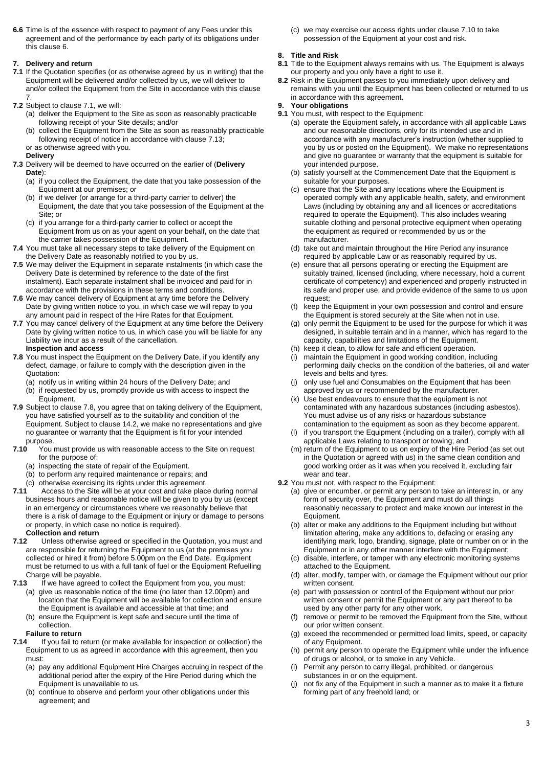**6.6** Time is of the essence with respect to payment of any Fees under this agreement and of the performance by each party of its obligations under this clause 6.

## 7. Delivery and return

**7.1** If the Quotation specifies (or as otherwise agreed by us in writing) that the Equipment will be delivered and/or collected by us, we will deliver to and/or collect the Equipment from the Site in accordance with this clause 7.

**7.2** Subject to clause 7.1, we will:

(a) deliver the Equipment to the Site as soon as reasonably practicable following receipt of your Site details; and/or

(b) collect the Equipment from the Site as soon as reasonably practicable following receipt of notice in accordance with clause 7.13;

or as otherwise agreed with you.

**Delivery**

**7.3** Delivery will be deemed to have occurred on the earlier of (**Delivery Date**):

(a) if you collect the Equipment, the date that you take possession of the Equipment at our premises; or

(b) if we deliver (or arrange for a third-party carrier to deliver) the Equipment, the date that you take possession of the Equipment at the Site; or

(c) if you arrange for a third-party carrier to collect or accept the Equipment from us on as your agent on your behalf, on the date that the carrier takes possession of the Equipment.

**7.4** You must take all necessary steps to take delivery of the Equipment on the Delivery Date as reasonably notified to you by us.

**7.5** We may deliver the Equipment in separate instalments (in which case the Delivery Date is determined by reference to the date of the first instalment). Each separate instalment shall be invoiced and paid for in accordance with the provisions in these terms and conditions.

**7.6** We may cancel delivery of Equipment at any time before the Delivery Date by giving written notice to you, in which case we will repay to you any amount paid in respect of the Hire Rates for that Equipment.

**7.7** You may cancel delivery of the Equipment at any time before the Delivery Date by giving written notice to us, in which case you will be liable for any Liability we incur as a result of the cancellation.

**Inspection and access**

**7.8** You must inspect the Equipment on the Delivery Date, if you identify any defect, damage, or failure to comply with the description given in the Quotation:

(a) notify us in writing within 24 hours of the Delivery Date; and

(b) if requested by us, promptly provide us with access to inspect the Equipment.

**7.9** Subject to clause 7.8, you agree that on taking delivery of the Equipment, you have satisfied yourself as to the suitability and condition of the Equipment. Subject to clause 14.2, we make no representations and give no guarantee or warranty that the Equipment is fit for your intended purpose.

**7.10** You must provide us with reasonable access to the Site on request for the purpose of:

(a) inspecting the state of repair of the Equipment.

(b) to perform any required maintenance or repairs; and

(c) otherwise exercising its rights under this agreement.

**7.11** Access to the Site will be at your cost and take place during normal business hours and reasonable notice will be given to you by us (except in an emergency or circumstances where we reasonably believe that there is a risk of damage to the Equipment or injury or damage to persons or property, in which case no notice is required).

**Collection and return**

**7.12** Unless otherwise agreed or specified in the Quotation, you must and are responsible for returning the Equipment to us (at the premises you collected or hired it from) before 5.00pm on the End Date. Equipment must be returned to us with a full tank of fuel or the Equipment Refuelling Charge will be payable.

**7.13** If we have agreed to collect the Equipment from you, you must:

(a) give us reasonable notice of the time (no later than 12.00pm) and location that the Equipment will be available for collection and ensure the Equipment is available and accessible at that time; and

(b) ensure the Equipment is kept safe and secure until the time of collection.

**Failure to return**

**7.14** If you fail to return (or make available for inspection or collection) the Equipment to us as agreed in accordance with this agreement, then you must:

(a) pay any additional Equipment Hire Charges accruing in respect of the additional period after the expiry of the Hire Period during which the Equipment is unavailable to us.

(b) continue to observe and perform your other obligations under this agreement; and

(c) we may exercise our access rights under clause 7.10 to take possession of the Equipment at your cost and risk.

## 8. Title and Risk

**8.1** Title to the Equipment always remains with us. The Equipment is always our property and you only have a right to use it.

**8.2** Risk in the Equipment passes to you immediately upon delivery and remains with you until the Equipment has been collected or returned to us in accordance with this agreement.

## 9. Your obligations

**9.1** You must, with respect to the Equipment:

(a) operate the Equipment safely, in accordance with all applicable Laws and our reasonable directions, only for its intended use and in accordance with any manufacturer's instruction (whether supplied to you by us or posted on the Equipment). We make no representations and give no guarantee or warranty that the equipment is suitable for your intended purpose.

(b) satisfy yourself at the Commencement Date that the Equipment is suitable for your purposes.

(c) ensure that the Site and any locations where the Equipment is operated comply with any applicable health, safety, and environment Laws (including by obtaining any and all licences or accreditations required to operate the Equipment). This also includes wearing suitable clothing and personal protective equipment when operating the equipment as required or recommended by us or the manufacturer.

(d) take out and maintain throughout the Hire Period any insurance required by applicable Law or as reasonably required by us.

(e) ensure that all persons operating or erecting the Equipment are suitably trained, licensed (including, where necessary, hold a current certificate of competency) and experienced and properly instructed in its safe and proper use, and provide evidence of the same to us upon request;

(f) keep the Equipment in your own possession and control and ensure the Equipment is stored securely at the Site when not in use.

(g) only permit the Equipment to be used for the purpose for which it was designed, in suitable terrain and in a manner, which has regard to the capacity, capabilities and limitations of the Equipment.

(h) keep it clean, to allow for safe and efficient operation.

(i) maintain the Equipment in good working condition, including performing daily checks on the condition of the batteries, oil and water levels and belts and tyres.

(j) only use fuel and Consumables on the Equipment that has been approved by us or recommended by the manufacturer.

(k) Use best endeavours to ensure that the equipment is not contaminated with any hazardous substances (including asbestos). You must advise us of any risks or hazardous substance contamination to the equipment as soon as they become apparent.

(l) if you transport the Equipment (including on a trailer), comply with all applicable Laws relating to transport or towing; and

(m) return of the Equipment to us on expiry of the Hire Period (as set out in the Quotation or agreed with us) in the same clean condition and good working order as it was when you received it, excluding fair wear and tear.

**9.2** You must not, with respect to the Equipment:

(a) give or encumber, or permit any person to take an interest in, or any form of security over, the Equipment and must do all things reasonably necessary to protect and make known our interest in the Equipment.

(b) alter or make any additions to the Equipment including but without limitation altering, make any additions to, defacing or erasing any identifying mark, logo, branding, signage, plate or number on or in the Equipment or in any other manner interfere with the Equipment;

(c) disable, interfere, or tamper with any electronic monitoring systems attached to the Equipment.

(d) alter, modify, tamper with, or damage the Equipment without our prior written consent.

(e) part with possession or control of the Equipment without our prior written consent or permit the Equipment or any part thereof to be used by any other party for any other work.

(f) remove or permit to be removed the Equipment from the Site, without our prior written consent.

(g) exceed the recommended or permitted load limits, speed, or capacity of any Equipment.

(h) permit any person to operate the Equipment while under the influence of drugs or alcohol, or to smoke in any Vehicle.

(i) Permit any person to carry illegal, prohibited, or dangerous substances in or on the equipment.

(j) not fix any of the Equipment in such a manner as to make it a fixture forming part of any freehold land; or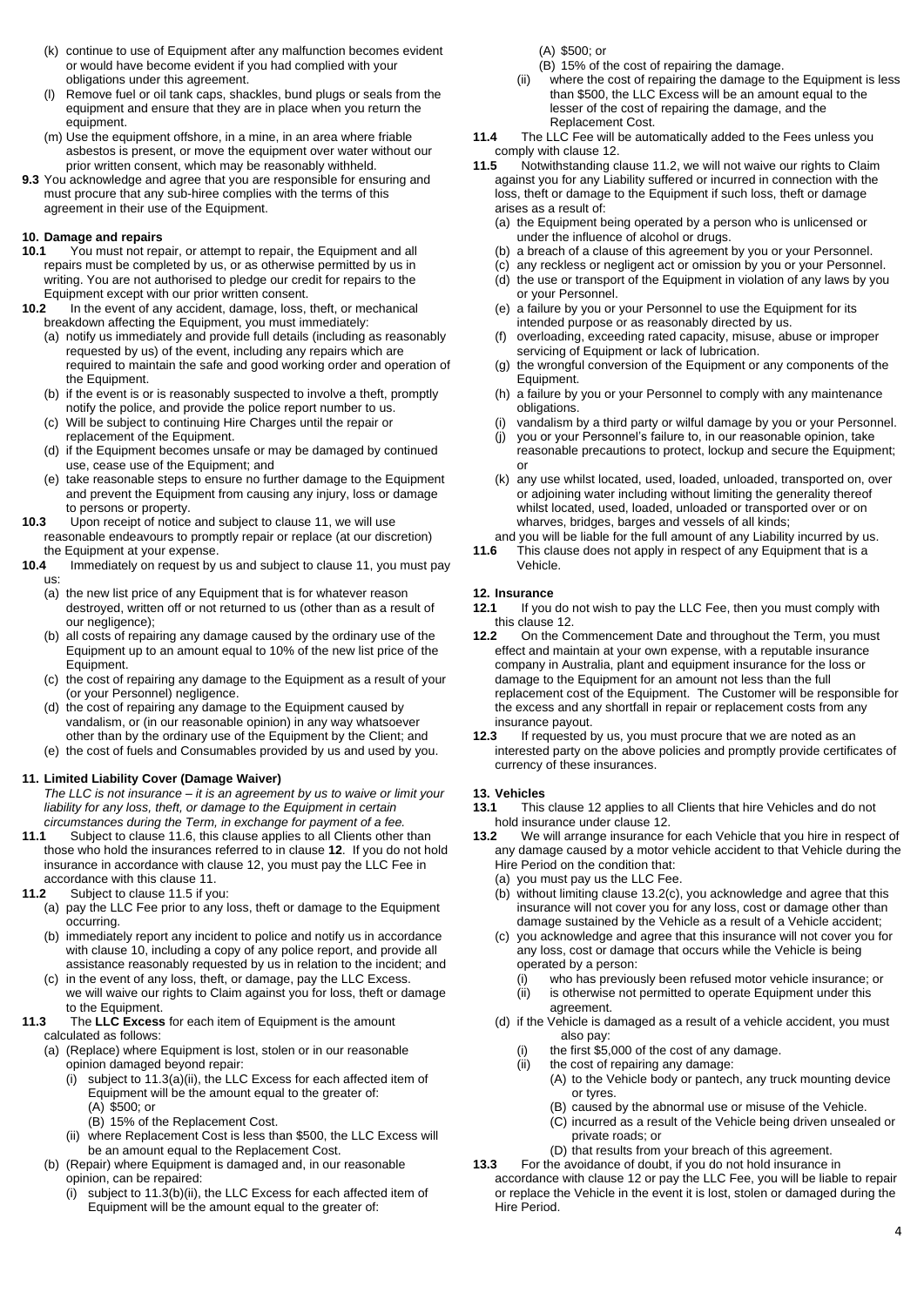(k) continue to use of Equipment after any malfunction becomes evident or would have become evident if you had complied with your obligations under this agreement.

(l) Remove fuel or oil tank caps, shackles, bund plugs or seals from the equipment and ensure that they are in place when you return the equipment.

(m) Use the equipment offshore, in a mine, in an area where friable asbestos is present, or move the equipment over water without our prior written consent, which may be reasonably withheld.

**9.3** You acknowledge and agree that you are responsible for ensuring and must procure that any sub-hiree complies with the terms of this agreement in their use of the Equipment.

### 10. Damage and repairs

**10.1** You must not repair, or attempt to repair, the Equipment and all repairs must be completed by us, or as otherwise permitted by us in writing. You are not authorised to pledge our credit for repairs to the Equipment except with our prior written consent.

**10.2** In the event of any accident, damage, loss, theft, or mechanical breakdown affecting the Equipment, you must immediately:

(a) notify us immediately and provide full details (including as reasonably requested by us) of the event, including any repairs which are required to maintain the safe and good working order and operation of the Equipment.

(b) if the event is or is reasonably suspected to involve a theft, promptly notify the police, and provide the police report number to us.

(c) Will be subject to continuing Hire Charges until the repair or replacement of the Equipment.

(d) if the Equipment becomes unsafe or may be damaged by continued use, cease use of the Equipment; and

(e) take reasonable steps to ensure no further damage to the Equipment and prevent the Equipment from causing any injury, loss or damage to persons or property.

**10.3** Upon receipt of notice and subject to clause 11, we will use reasonable endeavours to promptly repair or replace (at our discretion) the Equipment at your expense.

**10.4** Immediately on request by us and subject to clause 11, you must pay us:

(a) the new list price of any Equipment that is for whatever reason destroyed, written off or not returned to us (other than as a result of our negligence);

(b) all costs of repairing any damage caused by the ordinary use of the Equipment up to an amount equal to 10% of the new list price of the Equipment.

(c) the cost of repairing any damage to the Equipment as a result of your (or your Personnel) negligence.

(d) the cost of repairing any damage to the Equipment caused by vandalism, or (in our reasonable opinion) in any way whatsoever other than by the ordinary use of the Equipment by the Client; and

(e) the cost of fuels and Consumables provided by us and used by you.

### 11. Limited Liability Cover (Damage Waiver)

*The LLC is not insurance – it is an agreement by us to waive or limit your liability for any loss, theft, or damage to the Equipment in certain circumstances during the Term, in exchange for payment of a fee.*

**11.1** Subject to clause 11.6, this clause applies to all Clients other than those who hold the insurances referred to in clause **12**. If you do not hold insurance in accordance with clause 12, you must pay the LLC Fee in accordance with this clause 11.

**11.2** Subject to clause 11.5 if you:

(a) pay the LLC Fee prior to any loss, theft or damage to the Equipment occurring.

(b) immediately report any incident to police and notify us in accordance with clause 10, including a copy of any police report, and provide all assistance reasonably requested by us in relation to the incident; and

(c) in the event of any loss, theft, or damage, pay the LLC Excess.

we will waive our rights to Claim against you for loss, theft or damage to the Equipment.

**11.3** The **LLC Excess** for each item of Equipment is the amount calculated as follows:

(a) (Replace) where Equipment is lost, stolen or in our reasonable opinion damaged beyond repair:

(i) subject to 11.3(a)(ii), the LLC Excess for each affected item of Equipment will be the amount equal to the greater of:

(A) $500; or

(B) 15% of the Replacement Cost.

(ii) where Replacement Cost is less than $500, the LLC Excess will be an amount equal to the Replacement Cost.

(b) (Repair) where Equipment is damaged and, in our reasonable opinion, can be repaired:

(i) subject to 11.3(b)(ii), the LLC Excess for each affected item of Equipment will be the amount equal to the greater of:

(A) $500; or

(B) 15% of the cost of repairing the damage.

(ii) where the cost of repairing the damage to the Equipment is less than $500, the LLC Excess will be an amount equal to the lesser of the cost of repairing the damage, and the Replacement Cost.

**11.4** The LLC Fee will be automatically added to the Fees unless you comply with clause 12.

**11.5** Notwithstanding clause 11.2, we will not waive our rights to Claim against you for any Liability suffered or incurred in connection with the loss, theft or damage to the Equipment if such loss, theft or damage arises as a result of:

(a) the Equipment being operated by a person who is unlicensed or under the influence of alcohol or drugs.

(b) a breach of a clause of this agreement by you or your Personnel.

(c) any reckless or negligent act or omission by you or your Personnel.

(d) the use or transport of the Equipment in violation of any laws by you or your Personnel.

(e) a failure by you or your Personnel to use the Equipment for its intended purpose or as reasonably directed by us.

(f) overloading, exceeding rated capacity, misuse, abuse or improper servicing of Equipment or lack of lubrication.

(g) the wrongful conversion of the Equipment or any components of the Equipment.

(h) a failure by you or your Personnel to comply with any maintenance obligations.

(i) vandalism by a third party or wilful damage by you or your Personnel.

(j) you or your Personnel's failure to, in our reasonable opinion, take reasonable precautions to protect, lockup and secure the Equipment; or

(k) any use whilst located, used, loaded, unloaded, transported on, over or adjoining water including without limiting the generality thereof whilst located, used, loaded, unloaded or transported over or on wharves, bridges, barges and vessels of all kinds;

and you will be liable for the full amount of any Liability incurred by us.

**11.6** This clause does not apply in respect of any Equipment that is a Vehicle.

### 12. Insurance

**12.1** If you do not wish to pay the LLC Fee, then you must comply with this clause 12.

**12.2** On the Commencement Date and throughout the Term, you must effect and maintain at your own expense, with a reputable insurance company in Australia, plant and equipment insurance for the loss or damage to the Equipment for an amount not less than the full replacement cost of the Equipment. The Customer will be responsible for the excess and any shortfall in repair or replacement costs from any insurance payout.

**12.3** If requested by us, you must procure that we are noted as an interested party on the above policies and promptly provide certificates of currency of these insurances.

### 13. Vehicles

**13.1** This clause 12 applies to all Clients that hire Vehicles and do not hold insurance under clause 12.

**13.2** We will arrange insurance for each Vehicle that you hire in respect of any damage caused by a motor vehicle accident to that Vehicle during the Hire Period on the condition that:

(a) you must pay us the LLC Fee.

(b) without limiting clause 13.2(c), you acknowledge and agree that this insurance will not cover you for any loss, cost or damage other than damage sustained by the Vehicle as a result of a Vehicle accident;

(c) you acknowledge and agree that this insurance will not cover you for any loss, cost or damage that occurs while the Vehicle is being operated by a person:

(i) who has previously been refused motor vehicle insurance; or

(ii) is otherwise not permitted to operate Equipment under this agreement.

(d) if the Vehicle is damaged as a result of a vehicle accident, you must also pay:

(i) the first $5,000 of the cost of any damage.

(ii) the cost of repairing any damage:

(A) to the Vehicle body or pantech, any truck mounting device or tyres.

(B) caused by the abnormal use or misuse of the Vehicle.

(C) incurred as a result of the Vehicle being driven unsealed or private roads; or

(D) that results from your breach of this agreement.

**13.3** For the avoidance of doubt, if you do not hold insurance in accordance with clause 12 or pay the LLC Fee, you will be liable to repair or replace the Vehicle in the event it is lost, stolen or damaged during the Hire Period.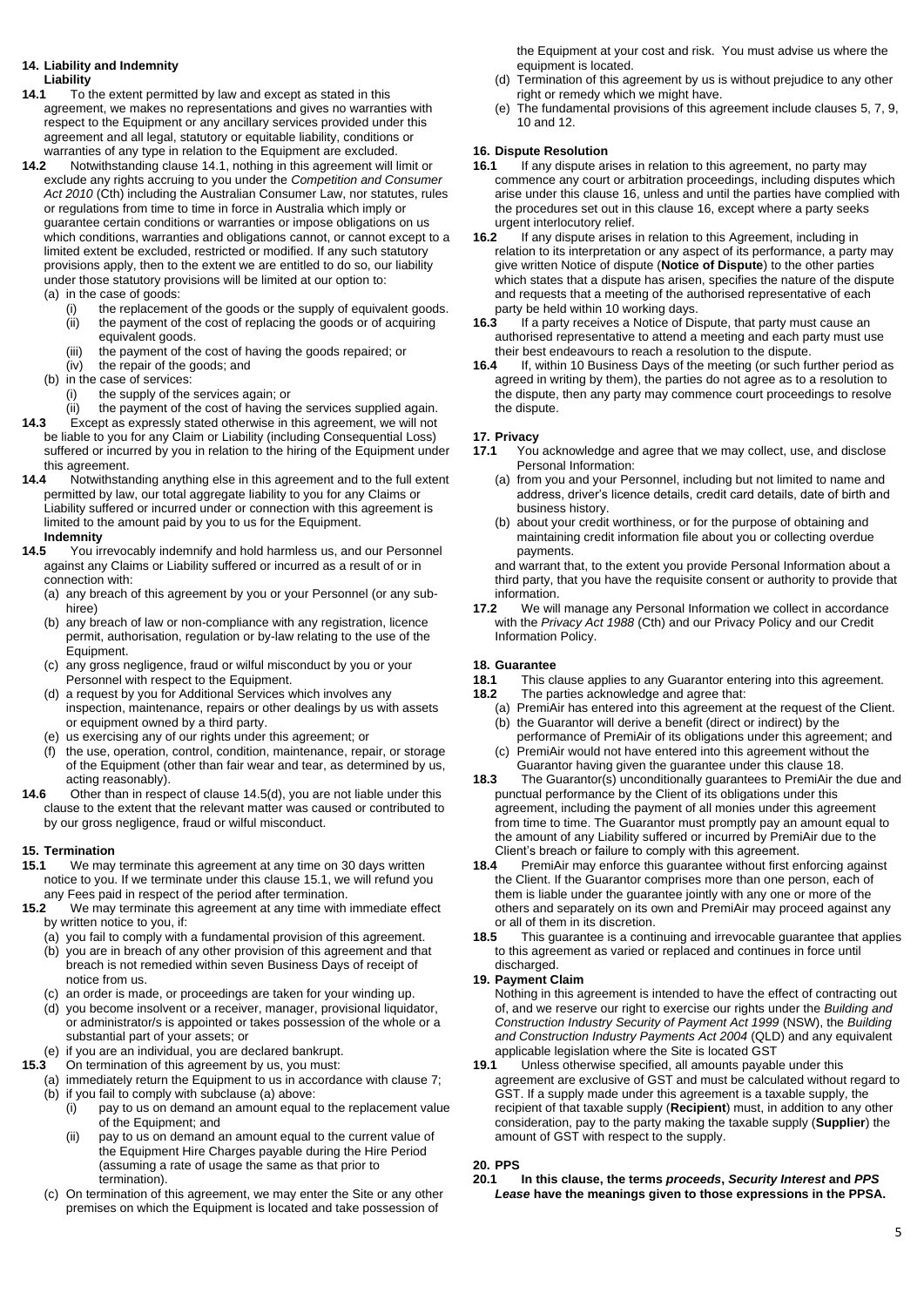## 14. Liability and Indemnity

**Liability**

**14.1** To the extent permitted by law and except as stated in this agreement, we makes no representations and gives no warranties with respect to the Equipment or any ancillary services provided under this agreement and all legal, statutory or equitable liability, conditions or warranties of any type in relation to the Equipment are excluded.

**14.2** Notwithstanding clause 14.1, nothing in this agreement will limit or exclude any rights accruing to you under the *Competition and Consumer Act 2010* (Cth) including the Australian Consumer Law, nor statutes, rules or regulations from time to time in force in Australia which imply or guarantee certain conditions or warranties or impose obligations on us which conditions, warranties and obligations cannot, or cannot except to a limited extent be excluded, restricted or modified. If any such statutory provisions apply, then to the extent we are entitled to do so, our liability under those statutory provisions will be limited at our option to:

- (a) in the case of goods:
  - (i) the replacement of the goods or the supply of equivalent goods.
  - (ii) the payment of the cost of replacing the goods or of acquiring equivalent goods.
  - (iii) the payment of the cost of having the goods repaired; or
  - (iv) the repair of the goods; and
- (b) in the case of services:
  - (i) the supply of the services again; or
  - (ii) the payment of the cost of having the services supplied again.

**14.3** Except as expressly stated otherwise in this agreement, we will not be liable to you for any Claim or Liability (including Consequential Loss) suffered or incurred by you in relation to the hiring of the Equipment under this agreement.

**14.4** Notwithstanding anything else in this agreement and to the full extent permitted by law, our total aggregate liability to you for any Claims or Liability suffered or incurred under or connection with this agreement is limited to the amount paid by you to us for the Equipment.

**Indemnity**

**14.5** You irrevocably indemnify and hold harmless us, and our Personnel against any Claims or Liability suffered or incurred as a result of or in connection with:

- (a) any breach of this agreement by you or your Personnel (or any sub-hiree)
- (b) any breach of law or non-compliance with any registration, licence permit, authorisation, regulation or by-law relating to the use of the Equipment.
- (c) any gross negligence, fraud or wilful misconduct by you or your Personnel with respect to the Equipment.
- (d) a request by you for Additional Services which involves any inspection, maintenance, repairs or other dealings by us with assets or equipment owned by a third party.
- (e) us exercising any of our rights under this agreement; or
- (f) the use, operation, control, condition, maintenance, repair, or storage of the Equipment (other than fair wear and tear, as determined by us, acting reasonably).

**14.6** Other than in respect of clause 14.5(d), you are not liable under this clause to the extent that the relevant matter was caused or contributed to by our gross negligence, fraud or wilful misconduct.

## 15. Termination

**15.1** We may terminate this agreement at any time on 30 days written notice to you. If we terminate under this clause 15.1, we will refund you any Fees paid in respect of the period after termination.

**15.2** We may terminate this agreement at any time with immediate effect by written notice to you, if:

- (a) you fail to comply with a fundamental provision of this agreement.
- (b) you are in breach of any other provision of this agreement and that breach is not remedied within seven Business Days of receipt of notice from us.
- (c) an order is made, or proceedings are taken for your winding up.
- (d) you become insolvent or a receiver, manager, provisional liquidator, or administrator/s is appointed or takes possession of the whole or a substantial part of your assets; or
- (e) if you are an individual, you are declared bankrupt.

**15.3** On termination of this agreement by us, you must:

- (a) immediately return the Equipment to us in accordance with clause 7;
- (b) if you fail to comply with subclause (a) above:
  - (i) pay to us on demand an amount equal to the replacement value of the Equipment; and
  - (ii) pay to us on demand an amount equal to the current value of the Equipment Hire Charges payable during the Hire Period (assuming a rate of usage the same as that prior to termination).
- (c) On termination of this agreement, we may enter the Site or any other premises on which the Equipment is located and take possession of the Equipment at your cost and risk. You must advise us where the equipment is located.
- (d) Termination of this agreement by us is without prejudice to any other right or remedy which we might have.
- (e) The fundamental provisions of this agreement include clauses 5, 7, 9, 10 and 12.

## 16. Dispute Resolution

**16.1** If any dispute arises in relation to this agreement, no party may commence any court or arbitration proceedings, including disputes which arise under this clause 16, unless and until the parties have complied with the procedures set out in this clause 16, except where a party seeks urgent interlocutory relief.

**16.2** If any dispute arises in relation to this Agreement, including in relation to its interpretation or any aspect of its performance, a party may give written Notice of dispute (**Notice of Dispute**) to the other parties which states that a dispute has arisen, specifies the nature of the dispute and requests that a meeting of the authorised representative of each party be held within 10 working days.

**16.3** If a party receives a Notice of Dispute, that party must cause an authorised representative to attend a meeting and each party must use their best endeavours to reach a resolution to the dispute.

**16.4** If, within 10 Business Days of the meeting (or such further period as agreed in writing by them), the parties do not agree as to a resolution to the dispute, then any party may commence court proceedings to resolve the dispute.

## 17. Privacy

**17.1** You acknowledge and agree that we may collect, use, and disclose Personal Information:

- (a) from you and your Personnel, including but not limited to name and address, driver's licence details, credit card details, date of birth and business history.
- (b) about your credit worthiness, or for the purpose of obtaining and maintaining credit information file about you or collecting overdue payments.

and warrant that, to the extent you provide Personal Information about a third party, that you have the requisite consent or authority to provide that information.

**17.2** We will manage any Personal Information we collect in accordance with the *Privacy Act 1988* (Cth) and our Privacy Policy and our Credit Information Policy.

## 18. Guarantee

**18.1** This clause applies to any Guarantor entering into this agreement.

**18.2** The parties acknowledge and agree that:

- (a) PremiAir has entered into this agreement at the request of the Client.
- (b) the Guarantor will derive a benefit (direct or indirect) by the performance of PremiAir of its obligations under this agreement; and
- (c) PremiAir would not have entered into this agreement without the Guarantor having given the guarantee under this clause 18.

**18.3** The Guarantor(s) unconditionally guarantees to PremiAir the due and punctual performance by the Client of its obligations under this agreement, including the payment of all monies under this agreement from time to time. The Guarantor must promptly pay an amount equal to the amount of any Liability suffered or incurred by PremiAir due to the Client's breach or failure to comply with this agreement.

**18.4** PremiAir may enforce this guarantee without first enforcing against the Client. If the Guarantor comprises more than one person, each of them is liable under the guarantee jointly with any one or more of the others and separately on its own and PremiAir may proceed against any or all of them in its discretion.

**18.5** This guarantee is a continuing and irrevocable guarantee that applies to this agreement as varied or replaced and continues in force until discharged.

## 19. Payment Claim

Nothing in this agreement is intended to have the effect of contracting out of, and we reserve our right to exercise our rights under the *Building and Construction Industry Security of Payment Act 1999* (NSW), the *Building and Construction Industry Payments Act 2004* (QLD) and any equivalent applicable legislation where the Site is located GST

**19.1** Unless otherwise specified, all amounts payable under this agreement are exclusive of GST and must be calculated without regard to GST. If a supply made under this agreement is a taxable supply, the recipient of that taxable supply (**Recipient**) must, in addition to any other consideration, pay to the party making the taxable supply (**Supplier**) the amount of GST with respect to the supply.

## 20. PPS

**20.1** **In this clause, the terms *proceeds*, *Security Interest* and *PPS Lease* have the meanings given to those expressions in the PPSA.**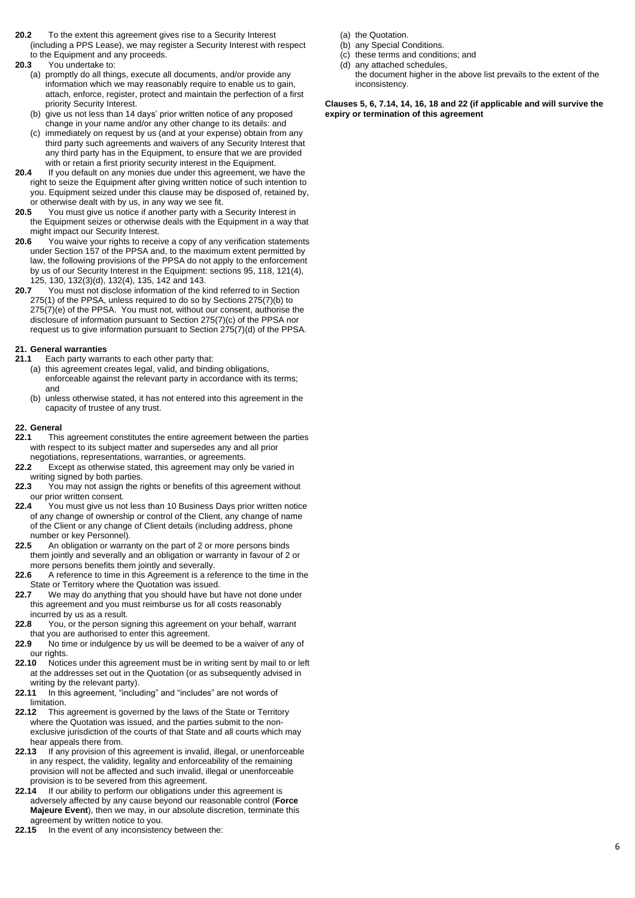**20.2** To the extent this agreement gives rise to a Security Interest (including a PPS Lease), we may register a Security Interest with respect to the Equipment and any proceeds.

**20.3** You undertake to:

(a) promptly do all things, execute all documents, and/or provide any information which we may reasonably require to enable us to gain, attach, enforce, register, protect and maintain the perfection of a first priority Security Interest.

(b) give us not less than 14 days' prior written notice of any proposed change in your name and/or any other change to its details: and

(c) immediately on request by us (and at your expense) obtain from any third party such agreements and waivers of any Security Interest that any third party has in the Equipment, to ensure that we are provided with or retain a first priority security interest in the Equipment.

**20.4** If you default on any monies due under this agreement, we have the right to seize the Equipment after giving written notice of such intention to you. Equipment seized under this clause may be disposed of, retained by, or otherwise dealt with by us, in any way we see fit.

**20.5** You must give us notice if another party with a Security Interest in the Equipment seizes or otherwise deals with the Equipment in a way that might impact our Security Interest.

**20.6** You waive your rights to receive a copy of any verification statements under Section 157 of the PPSA and, to the maximum extent permitted by law, the following provisions of the PPSA do not apply to the enforcement by us of our Security Interest in the Equipment: sections 95, 118, 121(4), 125, 130, 132(3)(d), 132(4), 135, 142 and 143.

**20.7** You must not disclose information of the kind referred to in Section 275(1) of the PPSA, unless required to do so by Sections 275(7)(b) to 275(7)(e) of the PPSA. You must not, without our consent, authorise the disclosure of information pursuant to Section 275(7)(c) of the PPSA nor request us to give information pursuant to Section 275(7)(d) of the PPSA.

**21. General warranties**

**21.1** Each party warrants to each other party that:

(a) this agreement creates legal, valid, and binding obligations, enforceable against the relevant party in accordance with its terms; and

(b) unless otherwise stated, it has not entered into this agreement in the capacity of trustee of any trust.

**22. General**

**22.1** This agreement constitutes the entire agreement between the parties with respect to its subject matter and supersedes any and all prior negotiations, representations, warranties, or agreements.

**22.2** Except as otherwise stated, this agreement may only be varied in writing signed by both parties.

**22.3** You may not assign the rights or benefits of this agreement without our prior written consent.

**22.4** You must give us not less than 10 Business Days prior written notice of any change of ownership or control of the Client, any change of name of the Client or any change of Client details (including address, phone number or key Personnel).

**22.5** An obligation or warranty on the part of 2 or more persons binds them jointly and severally and an obligation or warranty in favour of 2 or more persons benefits them jointly and severally.

**22.6** A reference to time in this Agreement is a reference to the time in the State or Territory where the Quotation was issued.

**22.7** We may do anything that you should have but have not done under this agreement and you must reimburse us for all costs reasonably incurred by us as a result.

**22.8** You, or the person signing this agreement on your behalf, warrant that you are authorised to enter this agreement.

**22.9** No time or indulgence by us will be deemed to be a waiver of any of our rights.

**22.10** Notices under this agreement must be in writing sent by mail to or left at the addresses set out in the Quotation (or as subsequently advised in writing by the relevant party).

**22.11** In this agreement, "including" and "includes" are not words of limitation.

**22.12** This agreement is governed by the laws of the State or Territory where the Quotation was issued, and the parties submit to the non-exclusive jurisdiction of the courts of that State and all courts which may hear appeals there from.

**22.13** If any provision of this agreement is invalid, illegal, or unenforceable in any respect, the validity, legality and enforceability of the remaining provision will not be affected and such invalid, illegal or unenforceable provision is to be severed from this agreement.

**22.14** If our ability to perform our obligations under this agreement is adversely affected by any cause beyond our reasonable control (**Force Majeure Event**), then we may, in our absolute discretion, terminate this agreement by written notice to you.

**22.15** In the event of any inconsistency between the:

(a) the Quotation.

(b) any Special Conditions.

(c) these terms and conditions; and

(d) any attached schedules,

the document higher in the above list prevails to the extent of the inconsistency.

**Clauses 5, 6, 7.14, 14, 16, 18 and 22 (if applicable and will survive the expiry or termination of this agreement**